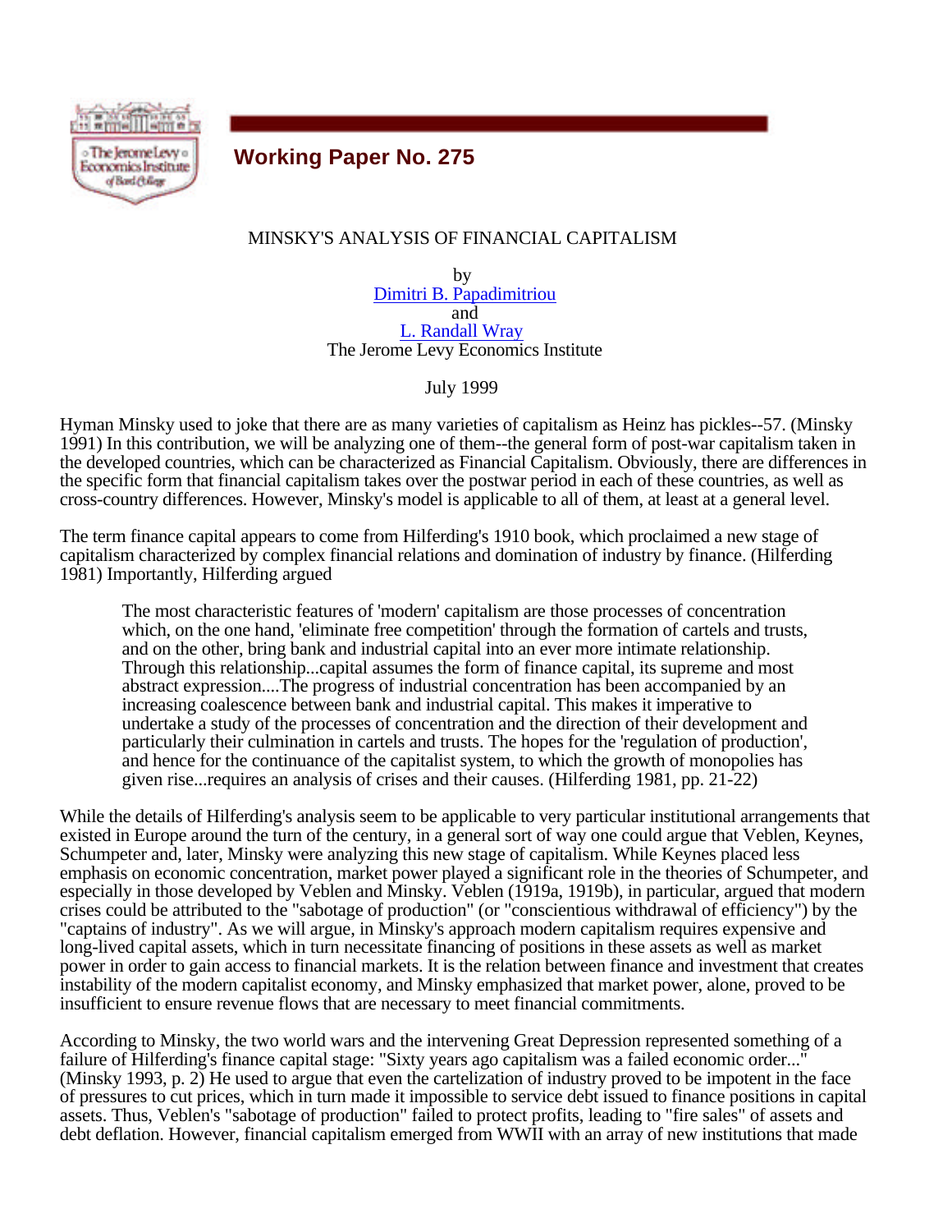## Working Paper No. 275

# MINSKY'S ANALYSIS OF FINANCIAL CAPITALISM

by
Dimitri B. Papadimitriou
and
L. Randall Wray
The Jerome Levy Economics Institute

July 1999

Hyman Minsky used to joke that there are as many varieties of capitalism as Heinz has pickles--57. (Minsky 1991) In this contribution, we will be analyzing one of them--the general form of post-war capitalism taken in the developed countries, which can be characterized as Financial Capitalism. Obviously, there are differences in the specific form that financial capitalism takes over the postwar period in each of these countries, as well as cross-country differences. However, Minsky's model is applicable to all of them, at least at a general level.

The term finance capital appears to come from Hilferding's 1910 book, which proclaimed a new stage of capitalism characterized by complex financial relations and domination of industry by finance. (Hilferding 1981) Importantly, Hilferding argued

> The most characteristic features of 'modern' capitalism are those processes of concentration which, on the one hand, 'eliminate free competition' through the formation of cartels and trusts, and on the other, bring bank and industrial capital into an ever more intimate relationship. Through this relationship...capital assumes the form of finance capital, its supreme and most abstract expression....The progress of industrial concentration has been accompanied by an increasing coalescence between bank and industrial capital. This makes it imperative to undertake a study of the processes of concentration and the direction of their development and particularly their culmination in cartels and trusts. The hopes for the 'regulation of production', and hence for the continuance of the capitalist system, to which the growth of monopolies has given rise...requires an analysis of crises and their causes. (Hilferding 1981, pp. 21-22)

While the details of Hilferding's analysis seem to be applicable to very particular institutional arrangements that existed in Europe around the turn of the century, in a general sort of way one could argue that Veblen, Keynes, Schumpeter and, later, Minsky were analyzing this new stage of capitalism. While Keynes placed less emphasis on economic concentration, market power played a significant role in the theories of Schumpeter, and especially in those developed by Veblen and Minsky. Veblen (1919a, 1919b), in particular, argued that modern crises could be attributed to the "sabotage of production" (or "conscientious withdrawal of efficiency") by the "captains of industry". As we will argue, in Minsky's approach modern capitalism requires expensive and long-lived capital assets, which in turn necessitate financing of positions in these assets as well as market power in order to gain access to financial markets. It is the relation between finance and investment that creates instability of the modern capitalist economy, and Minsky emphasized that market power, alone, proved to be insufficient to ensure revenue flows that are necessary to meet financial commitments.

According to Minsky, the two world wars and the intervening Great Depression represented something of a failure of Hilferding's finance capital stage: "Sixty years ago capitalism was a failed economic order..." (Minsky 1993, p. 2) He used to argue that even the cartelization of industry proved to be impotent in the face of pressures to cut prices, which in turn made it impossible to service debt issued to finance positions in capital assets. Thus, Veblen's "sabotage of production" failed to protect profits, leading to "fire sales" of assets and debt deflation. However, financial capitalism emerged from WWII with an array of new institutions that made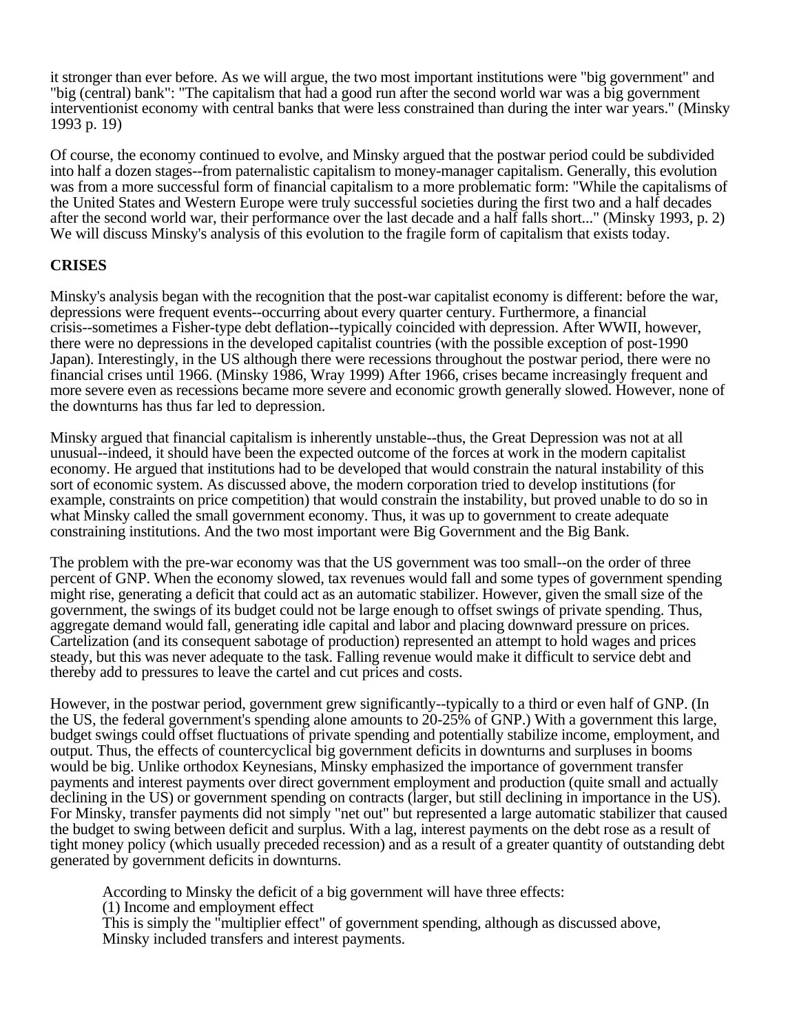it stronger than ever before. As we will argue, the two most important institutions were "big government" and "big (central) bank": "The capitalism that had a good run after the second world war was a big government interventionist economy with central banks that were less constrained than during the inter war years." (Minsky 1993 p. 19)

Of course, the economy continued to evolve, and Minsky argued that the postwar period could be subdivided into half a dozen stages--from paternalistic capitalism to money-manager capitalism. Generally, this evolution was from a more successful form of financial capitalism to a more problematic form: "While the capitalisms of the United States and Western Europe were truly successful societies during the first two and a half decades after the second world war, their performance over the last decade and a half falls short..." (Minsky 1993, p. 2) We will discuss Minsky's analysis of this evolution to the fragile form of capitalism that exists today.

## CRISES

Minsky's analysis began with the recognition that the post-war capitalist economy is different: before the war, depressions were frequent events--occurring about every quarter century. Furthermore, a financial crisis--sometimes a Fisher-type debt deflation--typically coincided with depression. After WWII, however, there were no depressions in the developed capitalist countries (with the possible exception of post-1990 Japan). Interestingly, in the US although there were recessions throughout the postwar period, there were no financial crises until 1966. (Minsky 1986, Wray 1999) After 1966, crises became increasingly frequent and more severe even as recessions became more severe and economic growth generally slowed. However, none of the downturns has thus far led to depression.

Minsky argued that financial capitalism is inherently unstable--thus, the Great Depression was not at all unusual--indeed, it should have been the expected outcome of the forces at work in the modern capitalist economy. He argued that institutions had to be developed that would constrain the natural instability of this sort of economic system. As discussed above, the modern corporation tried to develop institutions (for example, constraints on price competition) that would constrain the instability, but proved unable to do so in what Minsky called the small government economy. Thus, it was up to government to create adequate constraining institutions. And the two most important were Big Government and the Big Bank.

The problem with the pre-war economy was that the US government was too small--on the order of three percent of GNP. When the economy slowed, tax revenues would fall and some types of government spending might rise, generating a deficit that could act as an automatic stabilizer. However, given the small size of the government, the swings of its budget could not be large enough to offset swings of private spending. Thus, aggregate demand would fall, generating idle capital and labor and placing downward pressure on prices. Cartelization (and its consequent sabotage of production) represented an attempt to hold wages and prices steady, but this was never adequate to the task. Falling revenue would make it difficult to service debt and thereby add to pressures to leave the cartel and cut prices and costs.

However, in the postwar period, government grew significantly--typically to a third or even half of GNP. (In the US, the federal government's spending alone amounts to 20-25% of GNP.) With a government this large, budget swings could offset fluctuations of private spending and potentially stabilize income, employment, and output. Thus, the effects of countercyclical big government deficits in downturns and surpluses in booms would be big. Unlike orthodox Keynesians, Minsky emphasized the importance of government transfer payments and interest payments over direct government employment and production (quite small and actually declining in the US) or government spending on contracts (larger, but still declining in importance in the US). For Minsky, transfer payments did not simply "net out" but represented a large automatic stabilizer that caused the budget to swing between deficit and surplus. With a lag, interest payments on the debt rose as a result of tight money policy (which usually preceded recession) and as a result of a greater quantity of outstanding debt generated by government deficits in downturns.

> According to Minsky the deficit of a big government will have three effects:
> (1) Income and employment effect
> This is simply the "multiplier effect" of government spending, although as discussed above, Minsky included transfers and interest payments.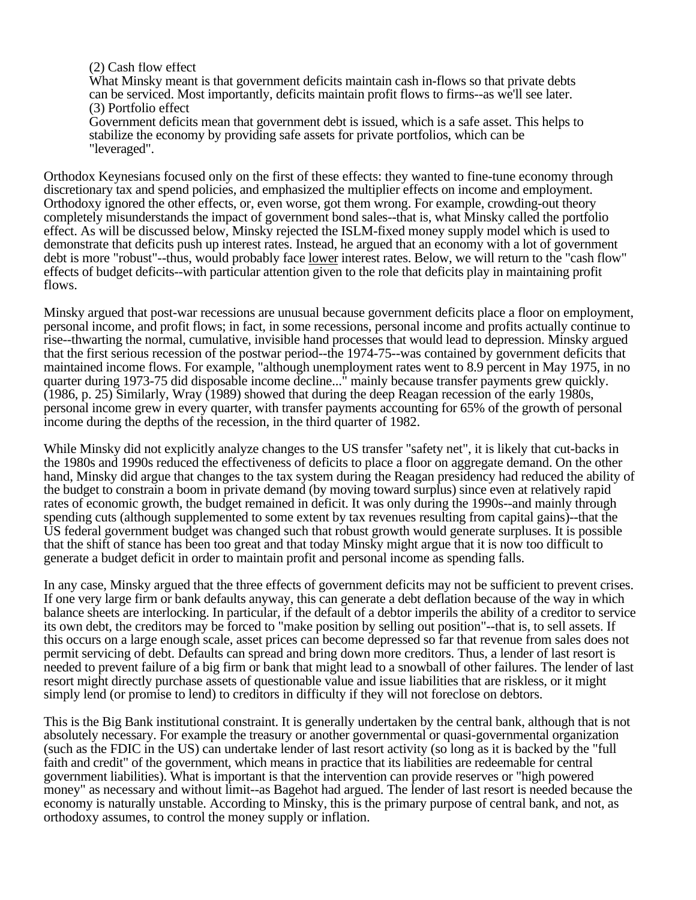(2) Cash flow effect

What Minsky meant is that government deficits maintain cash in-flows so that private debts can be serviced. Most importantly, deficits maintain profit flows to firms--as we'll see later.

(3) Portfolio effect

Government deficits mean that government debt is issued, which is a safe asset. This helps to stabilize the economy by providing safe assets for private portfolios, which can be "leveraged".

Orthodox Keynesians focused only on the first of these effects: they wanted to fine-tune economy through discretionary tax and spend policies, and emphasized the multiplier effects on income and employment. Orthodoxy ignored the other effects, or, even worse, got them wrong. For example, crowding-out theory completely misunderstands the impact of government bond sales--that is, what Minsky called the portfolio effect. As will be discussed below, Minsky rejected the ISLM-fixed money supply model which is used to demonstrate that deficits push up interest rates. Instead, he argued that an economy with a lot of government debt is more "robust"--thus, would probably face lower interest rates. Below, we will return to the "cash flow" effects of budget deficits--with particular attention given to the role that deficits play in maintaining profit flows.

Minsky argued that post-war recessions are unusual because government deficits place a floor on employment, personal income, and profit flows; in fact, in some recessions, personal income and profits actually continue to rise--thwarting the normal, cumulative, invisible hand processes that would lead to depression. Minsky argued that the first serious recession of the postwar period--the 1974-75--was contained by government deficits that maintained income flows. For example, "although unemployment rates went to 8.9 percent in May 1975, in no quarter during 1973-75 did disposable income decline..." mainly because transfer payments grew quickly. (1986, p. 25) Similarly, Wray (1989) showed that during the deep Reagan recession of the early 1980s, personal income grew in every quarter, with transfer payments accounting for 65% of the growth of personal income during the depths of the recession, in the third quarter of 1982.

While Minsky did not explicitly analyze changes to the US transfer "safety net", it is likely that cut-backs in the 1980s and 1990s reduced the effectiveness of deficits to place a floor on aggregate demand. On the other hand, Minsky did argue that changes to the tax system during the Reagan presidency had reduced the ability of the budget to constrain a boom in private demand (by moving toward surplus) since even at relatively rapid rates of economic growth, the budget remained in deficit. It was only during the 1990s--and mainly through spending cuts (although supplemented to some extent by tax revenues resulting from capital gains)--that the US federal government budget was changed such that robust growth would generate surpluses. It is possible that the shift of stance has been too great and that today Minsky might argue that it is now too difficult to generate a budget deficit in order to maintain profit and personal income as spending falls.

In any case, Minsky argued that the three effects of government deficits may not be sufficient to prevent crises. If one very large firm or bank defaults anyway, this can generate a debt deflation because of the way in which balance sheets are interlocking. In particular, if the default of a debtor imperils the ability of a creditor to service its own debt, the creditors may be forced to "make position by selling out position"--that is, to sell assets. If this occurs on a large enough scale, asset prices can become depressed so far that revenue from sales does not permit servicing of debt. Defaults can spread and bring down more creditors. Thus, a lender of last resort is needed to prevent failure of a big firm or bank that might lead to a snowball of other failures. The lender of last resort might directly purchase assets of questionable value and issue liabilities that are riskless, or it might simply lend (or promise to lend) to creditors in difficulty if they will not foreclose on debtors.

This is the Big Bank institutional constraint. It is generally undertaken by the central bank, although that is not absolutely necessary. For example the treasury or another governmental or quasi-governmental organization (such as the FDIC in the US) can undertake lender of last resort activity (so long as it is backed by the "full faith and credit" of the government, which means in practice that its liabilities are redeemable for central government liabilities). What is important is that the intervention can provide reserves or "high powered money" as necessary and without limit--as Bagehot had argued. The lender of last resort is needed because the economy is naturally unstable. According to Minsky, this is the primary purpose of central bank, and not, as orthodoxy assumes, to control the money supply or inflation.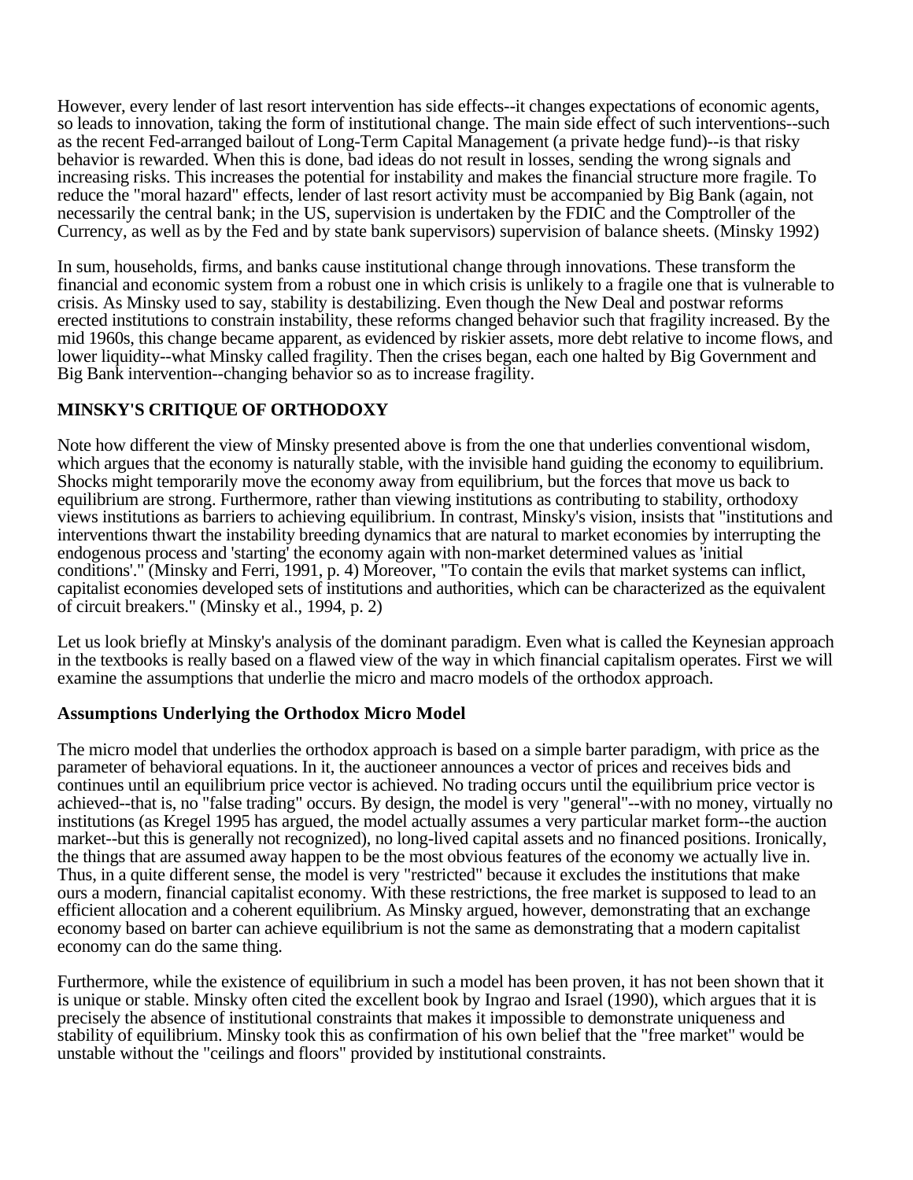However, every lender of last resort intervention has side effects--it changes expectations of economic agents, so leads to innovation, taking the form of institutional change. The main side effect of such interventions--such as the recent Fed-arranged bailout of Long-Term Capital Management (a private hedge fund)--is that risky behavior is rewarded. When this is done, bad ideas do not result in losses, sending the wrong signals and increasing risks. This increases the potential for instability and makes the financial structure more fragile. To reduce the "moral hazard" effects, lender of last resort activity must be accompanied by Big Bank (again, not necessarily the central bank; in the US, supervision is undertaken by the FDIC and the Comptroller of the Currency, as well as by the Fed and by state bank supervisors) supervision of balance sheets. (Minsky 1992)

In sum, households, firms, and banks cause institutional change through innovations. These transform the financial and economic system from a robust one in which crisis is unlikely to a fragile one that is vulnerable to crisis. As Minsky used to say, stability is destabilizing. Even though the New Deal and postwar reforms erected institutions to constrain instability, these reforms changed behavior such that fragility increased. By the mid 1960s, this change became apparent, as evidenced by riskier assets, more debt relative to income flows, and lower liquidity--what Minsky called fragility. Then the crises began, each one halted by Big Government and Big Bank intervention--changing behavior so as to increase fragility.

## MINSKY'S CRITIQUE OF ORTHODOXY

Note how different the view of Minsky presented above is from the one that underlies conventional wisdom, which argues that the economy is naturally stable, with the invisible hand guiding the economy to equilibrium. Shocks might temporarily move the economy away from equilibrium, but the forces that move us back to equilibrium are strong. Furthermore, rather than viewing institutions as contributing to stability, orthodoxy views institutions as barriers to achieving equilibrium. In contrast, Minsky's vision, insists that "institutions and interventions thwart the instability breeding dynamics that are natural to market economies by interrupting the endogenous process and 'starting' the economy again with non-market determined values as 'initial conditions'." (Minsky and Ferri, 1991, p. 4) Moreover, "To contain the evils that market systems can inflict, capitalist economies developed sets of institutions and authorities, which can be characterized as the equivalent of circuit breakers." (Minsky et al., 1994, p. 2)

Let us look briefly at Minsky's analysis of the dominant paradigm. Even what is called the Keynesian approach in the textbooks is really based on a flawed view of the way in which financial capitalism operates. First we will examine the assumptions that underlie the micro and macro models of the orthodox approach.

### Assumptions Underlying the Orthodox Micro Model

The micro model that underlies the orthodox approach is based on a simple barter paradigm, with price as the parameter of behavioral equations. In it, the auctioneer announces a vector of prices and receives bids and continues until an equilibrium price vector is achieved. No trading occurs until the equilibrium price vector is achieved--that is, no "false trading" occurs. By design, the model is very "general"--with no money, virtually no institutions (as Kregel 1995 has argued, the model actually assumes a very particular market form--the auction market--but this is generally not recognized), no long-lived capital assets and no financed positions. Ironically, the things that are assumed away happen to be the most obvious features of the economy we actually live in. Thus, in a quite different sense, the model is very "restricted" because it excludes the institutions that make ours a modern, financial capitalist economy. With these restrictions, the free market is supposed to lead to an efficient allocation and a coherent equilibrium. As Minsky argued, however, demonstrating that an exchange economy based on barter can achieve equilibrium is not the same as demonstrating that a modern capitalist economy can do the same thing.

Furthermore, while the existence of equilibrium in such a model has been proven, it has not been shown that it is unique or stable. Minsky often cited the excellent book by Ingrao and Israel (1990), which argues that it is precisely the absence of institutional constraints that makes it impossible to demonstrate uniqueness and stability of equilibrium. Minsky took this as confirmation of his own belief that the "free market" would be unstable without the "ceilings and floors" provided by institutional constraints.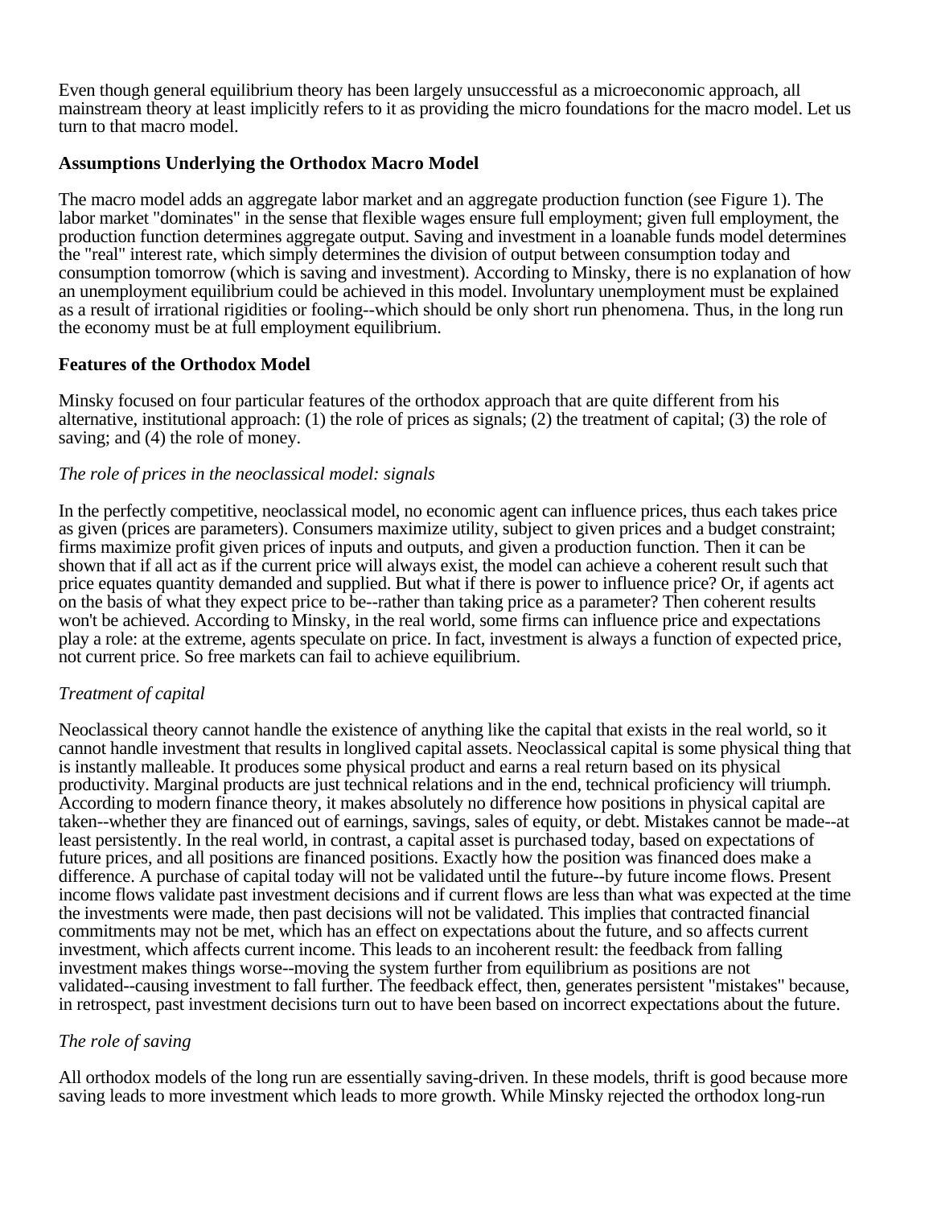Even though general equilibrium theory has been largely unsuccessful as a microeconomic approach, all mainstream theory at least implicitly refers to it as providing the micro foundations for the macro model. Let us turn to that macro model.

### Assumptions Underlying the Orthodox Macro Model

The macro model adds an aggregate labor market and an aggregate production function (see Figure 1). The labor market "dominates" in the sense that flexible wages ensure full employment; given full employment, the production function determines aggregate output. Saving and investment in a loanable funds model determines the "real" interest rate, which simply determines the division of output between consumption today and consumption tomorrow (which is saving and investment). According to Minsky, there is no explanation of how an unemployment equilibrium could be achieved in this model. Involuntary unemployment must be explained as a result of irrational rigidities or fooling--which should be only short run phenomena. Thus, in the long run the economy must be at full employment equilibrium.

### Features of the Orthodox Model

Minsky focused on four particular features of the orthodox approach that are quite different from his alternative, institutional approach: (1) the role of prices as signals; (2) the treatment of capital; (3) the role of saving; and (4) the role of money.

*The role of prices in the neoclassical model: signals*

In the perfectly competitive, neoclassical model, no economic agent can influence prices, thus each takes price as given (prices are parameters). Consumers maximize utility, subject to given prices and a budget constraint; firms maximize profit given prices of inputs and outputs, and given a production function. Then it can be shown that if all act as if the current price will always exist, the model can achieve a coherent result such that price equates quantity demanded and supplied. But what if there is power to influence price? Or, if agents act on the basis of what they expect price to be--rather than taking price as a parameter? Then coherent results won't be achieved. According to Minsky, in the real world, some firms can influence price and expectations play a role: at the extreme, agents speculate on price. In fact, investment is always a function of expected price, not current price. So free markets can fail to achieve equilibrium.

*Treatment of capital*

Neoclassical theory cannot handle the existence of anything like the capital that exists in the real world, so it cannot handle investment that results in longlived capital assets. Neoclassical capital is some physical thing that is instantly malleable. It produces some physical product and earns a real return based on its physical productivity. Marginal products are just technical relations and in the end, technical proficiency will triumph. According to modern finance theory, it makes absolutely no difference how positions in physical capital are taken--whether they are financed out of earnings, savings, sales of equity, or debt. Mistakes cannot be made--at least persistently. In the real world, in contrast, a capital asset is purchased today, based on expectations of future prices, and all positions are financed positions. Exactly how the position was financed does make a difference. A purchase of capital today will not be validated until the future--by future income flows. Present income flows validate past investment decisions and if current flows are less than what was expected at the time the investments were made, then past decisions will not be validated. This implies that contracted financial commitments may not be met, which has an effect on expectations about the future, and so affects current investment, which affects current income. This leads to an incoherent result: the feedback from falling investment makes things worse--moving the system further from equilibrium as positions are not validated--causing investment to fall further. The feedback effect, then, generates persistent "mistakes" because, in retrospect, past investment decisions turn out to have been based on incorrect expectations about the future.

*The role of saving*

All orthodox models of the long run are essentially saving-driven. In these models, thrift is good because more saving leads to more investment which leads to more growth. While Minsky rejected the orthodox long-run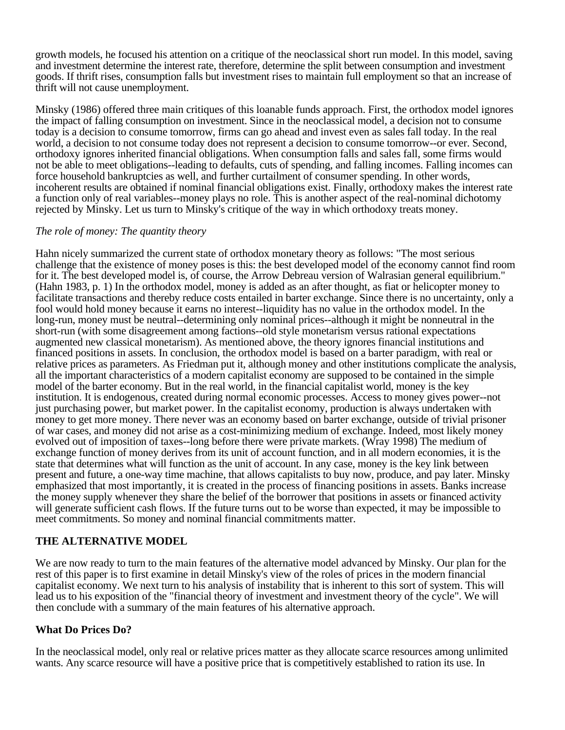growth models, he focused his attention on a critique of the neoclassical short run model. In this model, saving and investment determine the interest rate, therefore, determine the split between consumption and investment goods. If thrift rises, consumption falls but investment rises to maintain full employment so that an increase of thrift will not cause unemployment.

Minsky (1986) offered three main critiques of this loanable funds approach. First, the orthodox model ignores the impact of falling consumption on investment. Since in the neoclassical model, a decision not to consume today is a decision to consume tomorrow, firms can go ahead and invest even as sales fall today. In the real world, a decision to not consume today does not represent a decision to consume tomorrow--or ever. Second, orthodoxy ignores inherited financial obligations. When consumption falls and sales fall, some firms would not be able to meet obligations--leading to defaults, cuts of spending, and falling incomes. Falling incomes can force household bankruptcies as well, and further curtailment of consumer spending. In other words, incoherent results are obtained if nominal financial obligations exist. Finally, orthodoxy makes the interest rate a function only of real variables--money plays no role. This is another aspect of the real-nominal dichotomy rejected by Minsky. Let us turn to Minsky's critique of the way in which orthodoxy treats money.

*The role of money: The quantity theory*

Hahn nicely summarized the current state of orthodox monetary theory as follows: "The most serious challenge that the existence of money poses is this: the best developed model of the economy cannot find room for it. The best developed model is, of course, the Arrow Debreau version of Walrasian general equilibrium." (Hahn 1983, p. 1) In the orthodox model, money is added as an after thought, as fiat or helicopter money to facilitate transactions and thereby reduce costs entailed in barter exchange. Since there is no uncertainty, only a fool would hold money because it earns no interest--liquidity has no value in the orthodox model. In the long-run, money must be neutral--determining only nominal prices--although it might be nonneutral in the short-run (with some disagreement among factions--old style monetarism versus rational expectations augmented new classical monetarism). As mentioned above, the theory ignores financial institutions and financed positions in assets. In conclusion, the orthodox model is based on a barter paradigm, with real or relative prices as parameters. As Friedman put it, although money and other institutions complicate the analysis, all the important characteristics of a modern capitalist economy are supposed to be contained in the simple model of the barter economy. But in the real world, in the financial capitalist world, money is the key institution. It is endogenous, created during normal economic processes. Access to money gives power--not just purchasing power, but market power. In the capitalist economy, production is always undertaken with money to get more money. There never was an economy based on barter exchange, outside of trivial prisoner of war cases, and money did not arise as a cost-minimizing medium of exchange. Indeed, most likely money evolved out of imposition of taxes--long before there were private markets. (Wray 1998) The medium of exchange function of money derives from its unit of account function, and in all modern economies, it is the state that determines what will function as the unit of account. In any case, money is the key link between present and future, a one-way time machine, that allows capitalists to buy now, produce, and pay later. Minsky emphasized that most importantly, it is created in the process of financing positions in assets. Banks increase the money supply whenever they share the belief of the borrower that positions in assets or financed activity will generate sufficient cash flows. If the future turns out to be worse than expected, it may be impossible to meet commitments. So money and nominal financial commitments matter.

## THE ALTERNATIVE MODEL

We are now ready to turn to the main features of the alternative model advanced by Minsky. Our plan for the rest of this paper is to first examine in detail Minsky's view of the roles of prices in the modern financial capitalist economy. We next turn to his analysis of instability that is inherent to this sort of system. This will lead us to his exposition of the "financial theory of investment and investment theory of the cycle". We will then conclude with a summary of the main features of his alternative approach.

### What Do Prices Do?

In the neoclassical model, only real or relative prices matter as they allocate scarce resources among unlimited wants. Any scarce resource will have a positive price that is competitively established to ration its use. In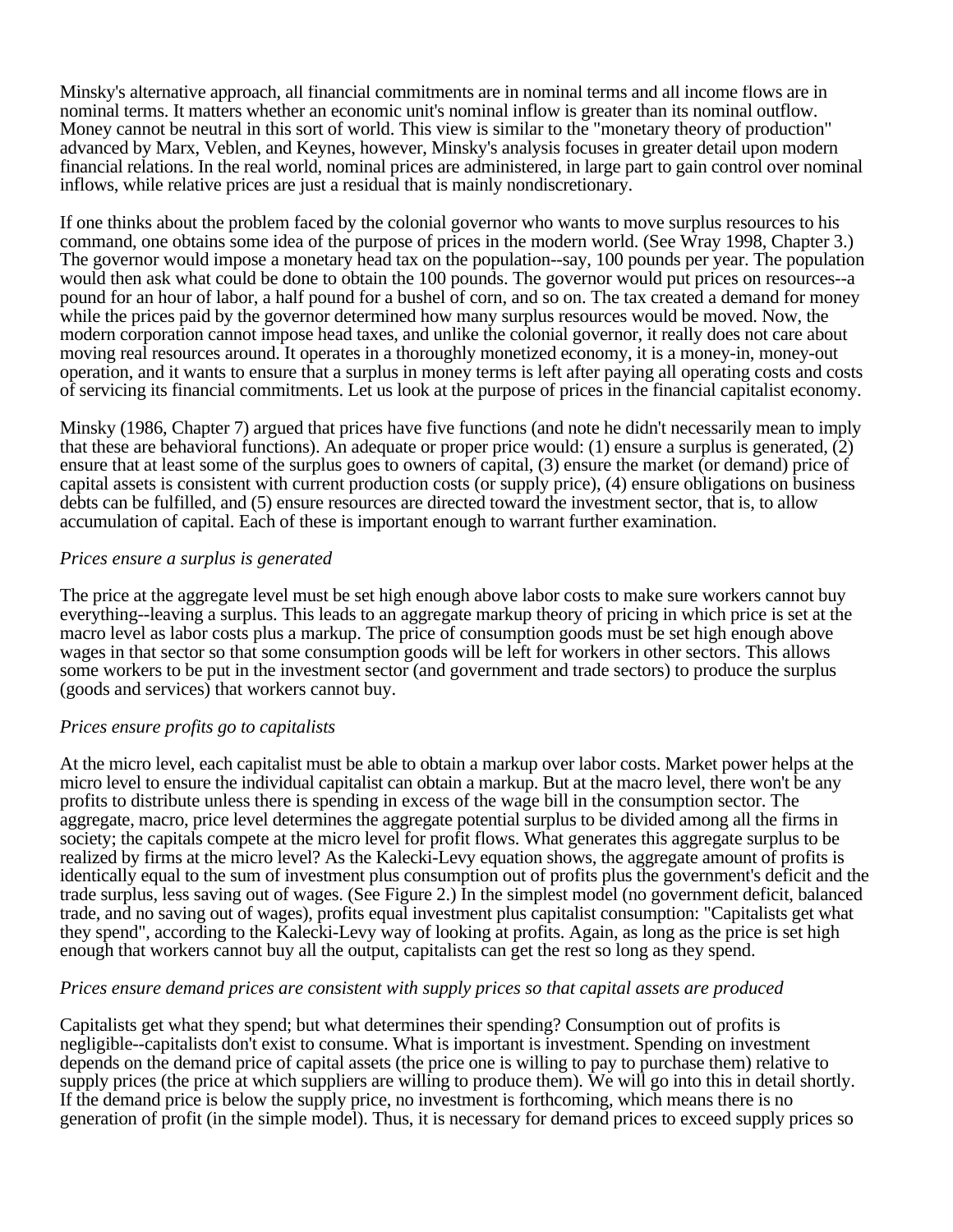Minsky's alternative approach, all financial commitments are in nominal terms and all income flows are in nominal terms. It matters whether an economic unit's nominal inflow is greater than its nominal outflow. Money cannot be neutral in this sort of world. This view is similar to the "monetary theory of production" advanced by Marx, Veblen, and Keynes, however, Minsky's analysis focuses in greater detail upon modern financial relations. In the real world, nominal prices are administered, in large part to gain control over nominal inflows, while relative prices are just a residual that is mainly nondiscretionary.

If one thinks about the problem faced by the colonial governor who wants to move surplus resources to his command, one obtains some idea of the purpose of prices in the modern world. (See Wray 1998, Chapter 3.) The governor would impose a monetary head tax on the population--say, 100 pounds per year. The population would then ask what could be done to obtain the 100 pounds. The governor would put prices on resources--a pound for an hour of labor, a half pound for a bushel of corn, and so on. The tax created a demand for money while the prices paid by the governor determined how many surplus resources would be moved. Now, the modern corporation cannot impose head taxes, and unlike the colonial governor, it really does not care about moving real resources around. It operates in a thoroughly monetized economy, it is a money-in, money-out operation, and it wants to ensure that a surplus in money terms is left after paying all operating costs and costs of servicing its financial commitments. Let us look at the purpose of prices in the financial capitalist economy.

Minsky (1986, Chapter 7) argued that prices have five functions (and note he didn't necessarily mean to imply that these are behavioral functions). An adequate or proper price would: (1) ensure a surplus is generated, (2) ensure that at least some of the surplus goes to owners of capital, (3) ensure the market (or demand) price of capital assets is consistent with current production costs (or supply price), (4) ensure obligations on business debts can be fulfilled, and (5) ensure resources are directed toward the investment sector, that is, to allow accumulation of capital. Each of these is important enough to warrant further examination.

*Prices ensure a surplus is generated*

The price at the aggregate level must be set high enough above labor costs to make sure workers cannot buy everything--leaving a surplus. This leads to an aggregate markup theory of pricing in which price is set at the macro level as labor costs plus a markup. The price of consumption goods must be set high enough above wages in that sector so that some consumption goods will be left for workers in other sectors. This allows some workers to be put in the investment sector (and government and trade sectors) to produce the surplus (goods and services) that workers cannot buy.

*Prices ensure profits go to capitalists*

At the micro level, each capitalist must be able to obtain a markup over labor costs. Market power helps at the micro level to ensure the individual capitalist can obtain a markup. But at the macro level, there won't be any profits to distribute unless there is spending in excess of the wage bill in the consumption sector. The aggregate, macro, price level determines the aggregate potential surplus to be divided among all the firms in society; the capitals compete at the micro level for profit flows. What generates this aggregate surplus to be realized by firms at the micro level? As the Kalecki-Levy equation shows, the aggregate amount of profits is identically equal to the sum of investment plus consumption out of profits plus the government's deficit and the trade surplus, less saving out of wages. (See Figure 2.) In the simplest model (no government deficit, balanced trade, and no saving out of wages), profits equal investment plus capitalist consumption: "Capitalists get what they spend", according to the Kalecki-Levy way of looking at profits. Again, as long as the price is set high enough that workers cannot buy all the output, capitalists can get the rest so long as they spend.

*Prices ensure demand prices are consistent with supply prices so that capital assets are produced*

Capitalists get what they spend; but what determines their spending? Consumption out of profits is negligible--capitalists don't exist to consume. What is important is investment. Spending on investment depends on the demand price of capital assets (the price one is willing to pay to purchase them) relative to supply prices (the price at which suppliers are willing to produce them). We will go into this in detail shortly. If the demand price is below the supply price, no investment is forthcoming, which means there is no generation of profit (in the simple model). Thus, it is necessary for demand prices to exceed supply prices so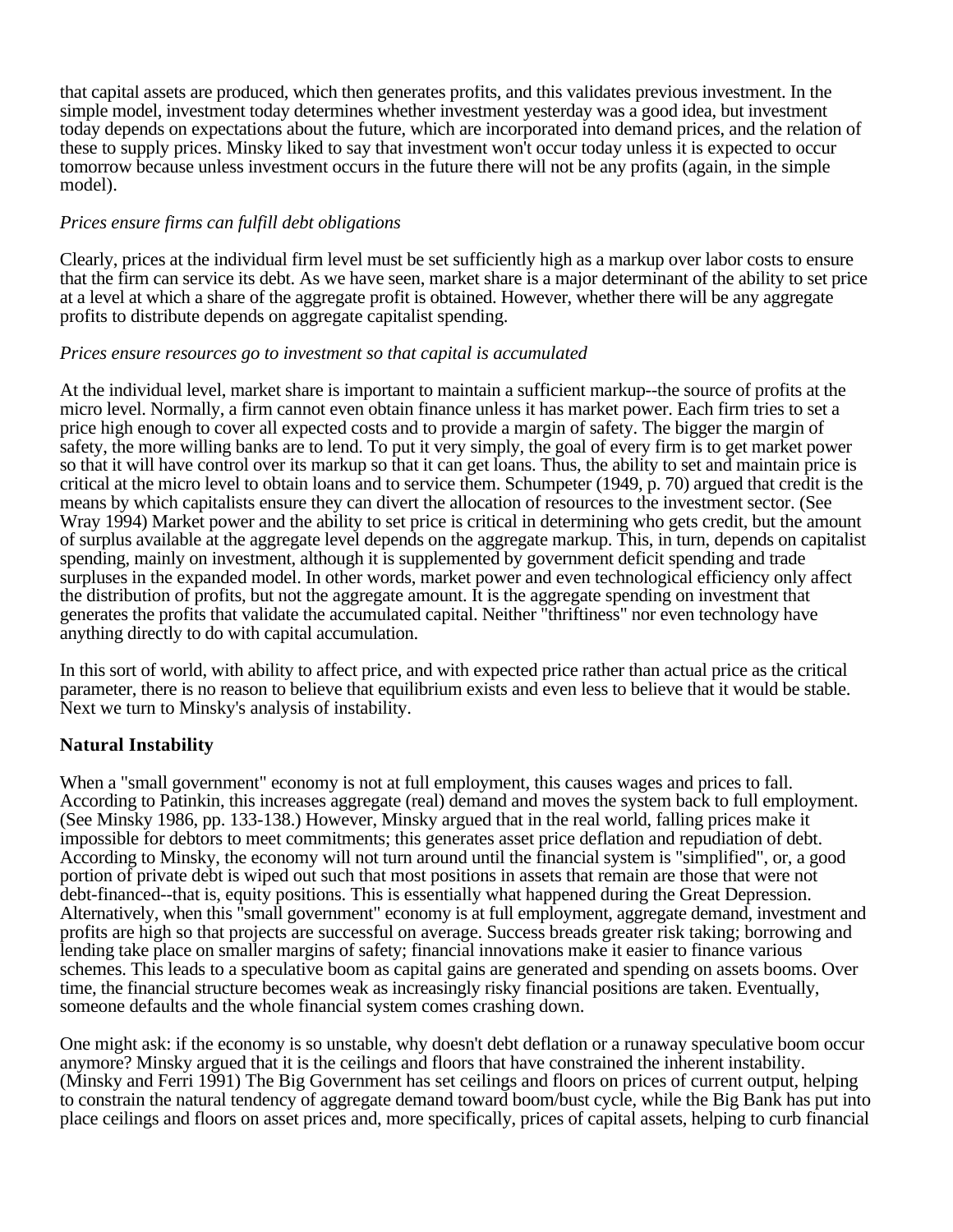that capital assets are produced, which then generates profits, and this validates previous investment. In the simple model, investment today determines whether investment yesterday was a good idea, but investment today depends on expectations about the future, which are incorporated into demand prices, and the relation of these to supply prices. Minsky liked to say that investment won't occur today unless it is expected to occur tomorrow because unless investment occurs in the future there will not be any profits (again, in the simple model).

*Prices ensure firms can fulfill debt obligations*

Clearly, prices at the individual firm level must be set sufficiently high as a markup over labor costs to ensure that the firm can service its debt. As we have seen, market share is a major determinant of the ability to set price at a level at which a share of the aggregate profit is obtained. However, whether there will be any aggregate profits to distribute depends on aggregate capitalist spending.

*Prices ensure resources go to investment so that capital is accumulated*

At the individual level, market share is important to maintain a sufficient markup--the source of profits at the micro level. Normally, a firm cannot even obtain finance unless it has market power. Each firm tries to set a price high enough to cover all expected costs and to provide a margin of safety. The bigger the margin of safety, the more willing banks are to lend. To put it very simply, the goal of every firm is to get market power so that it will have control over its markup so that it can get loans. Thus, the ability to set and maintain price is critical at the micro level to obtain loans and to service them. Schumpeter (1949, p. 70) argued that credit is the means by which capitalists ensure they can divert the allocation of resources to the investment sector. (See Wray 1994) Market power and the ability to set price is critical in determining who gets credit, but the amount of surplus available at the aggregate level depends on the aggregate markup. This, in turn, depends on capitalist spending, mainly on investment, although it is supplemented by government deficit spending and trade surpluses in the expanded model. In other words, market power and even technological efficiency only affect the distribution of profits, but not the aggregate amount. It is the aggregate spending on investment that generates the profits that validate the accumulated capital. Neither "thriftiness" nor even technology have anything directly to do with capital accumulation.

In this sort of world, with ability to affect price, and with expected price rather than actual price as the critical parameter, there is no reason to believe that equilibrium exists and even less to believe that it would be stable. Next we turn to Minsky's analysis of instability.

## Natural Instability

When a "small government" economy is not at full employment, this causes wages and prices to fall. According to Patinkin, this increases aggregate (real) demand and moves the system back to full employment. (See Minsky 1986, pp. 133-138.) However, Minsky argued that in the real world, falling prices make it impossible for debtors to meet commitments; this generates asset price deflation and repudiation of debt. According to Minsky, the economy will not turn around until the financial system is "simplified", or, a good portion of private debt is wiped out such that most positions in assets that remain are those that were not debt-financed--that is, equity positions. This is essentially what happened during the Great Depression. Alternatively, when this "small government" economy is at full employment, aggregate demand, investment and profits are high so that projects are successful on average. Success breads greater risk taking; borrowing and lending take place on smaller margins of safety; financial innovations make it easier to finance various schemes. This leads to a speculative boom as capital gains are generated and spending on assets booms. Over time, the financial structure becomes weak as increasingly risky financial positions are taken. Eventually, someone defaults and the whole financial system comes crashing down.

One might ask: if the economy is so unstable, why doesn't debt deflation or a runaway speculative boom occur anymore? Minsky argued that it is the ceilings and floors that have constrained the inherent instability. (Minsky and Ferri 1991) The Big Government has set ceilings and floors on prices of current output, helping to constrain the natural tendency of aggregate demand toward boom/bust cycle, while the Big Bank has put into place ceilings and floors on asset prices and, more specifically, prices of capital assets, helping to curb financial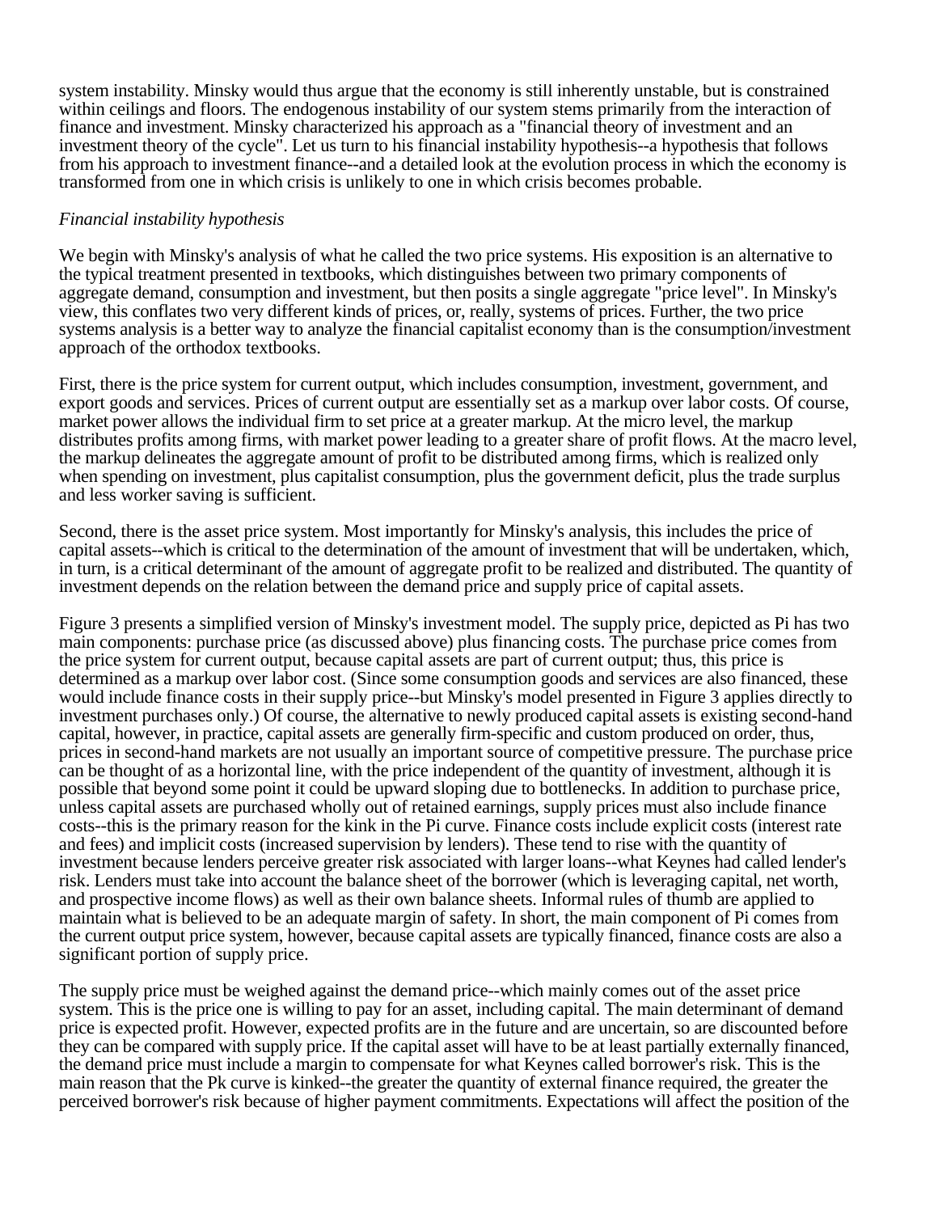system instability. Minsky would thus argue that the economy is still inherently unstable, but is constrained within ceilings and floors. The endogenous instability of our system stems primarily from the interaction of finance and investment. Minsky characterized his approach as a "financial theory of investment and an investment theory of the cycle". Let us turn to his financial instability hypothesis--a hypothesis that follows from his approach to investment finance--and a detailed look at the evolution process in which the economy is transformed from one in which crisis is unlikely to one in which crisis becomes probable.

*Financial instability hypothesis*

We begin with Minsky's analysis of what he called the two price systems. His exposition is an alternative to the typical treatment presented in textbooks, which distinguishes between two primary components of aggregate demand, consumption and investment, but then posits a single aggregate "price level". In Minsky's view, this conflates two very different kinds of prices, or, really, systems of prices. Further, the two price systems analysis is a better way to analyze the financial capitalist economy than is the consumption/investment approach of the orthodox textbooks.

First, there is the price system for current output, which includes consumption, investment, government, and export goods and services. Prices of current output are essentially set as a markup over labor costs. Of course, market power allows the individual firm to set price at a greater markup. At the micro level, the markup distributes profits among firms, with market power leading to a greater share of profit flows. At the macro level, the markup delineates the aggregate amount of profit to be distributed among firms, which is realized only when spending on investment, plus capitalist consumption, plus the government deficit, plus the trade surplus and less worker saving is sufficient.

Second, there is the asset price system. Most importantly for Minsky's analysis, this includes the price of capital assets--which is critical to the determination of the amount of investment that will be undertaken, which, in turn, is a critical determinant of the amount of aggregate profit to be realized and distributed. The quantity of investment depends on the relation between the demand price and supply price of capital assets.

Figure 3 presents a simplified version of Minsky's investment model. The supply price, depicted as Pi has two main components: purchase price (as discussed above) plus financing costs. The purchase price comes from the price system for current output, because capital assets are part of current output; thus, this price is determined as a markup over labor cost. (Since some consumption goods and services are also financed, these would include finance costs in their supply price--but Minsky's model presented in Figure 3 applies directly to investment purchases only.) Of course, the alternative to newly produced capital assets is existing second-hand capital, however, in practice, capital assets are generally firm-specific and custom produced on order, thus, prices in second-hand markets are not usually an important source of competitive pressure. The purchase price can be thought of as a horizontal line, with the price independent of the quantity of investment, although it is possible that beyond some point it could be upward sloping due to bottlenecks. In addition to purchase price, unless capital assets are purchased wholly out of retained earnings, supply prices must also include finance costs--this is the primary reason for the kink in the Pi curve. Finance costs include explicit costs (interest rate and fees) and implicit costs (increased supervision by lenders). These tend to rise with the quantity of investment because lenders perceive greater risk associated with larger loans--what Keynes had called lender's risk. Lenders must take into account the balance sheet of the borrower (which is leveraging capital, net worth, and prospective income flows) as well as their own balance sheets. Informal rules of thumb are applied to maintain what is believed to be an adequate margin of safety. In short, the main component of Pi comes from the current output price system, however, because capital assets are typically financed, finance costs are also a significant portion of supply price.

The supply price must be weighed against the demand price--which mainly comes out of the asset price system. This is the price one is willing to pay for an asset, including capital. The main determinant of demand price is expected profit. However, expected profits are in the future and are uncertain, so are discounted before they can be compared with supply price. If the capital asset will have to be at least partially externally financed, the demand price must include a margin to compensate for what Keynes called borrower's risk. This is the main reason that the Pk curve is kinked--the greater the quantity of external finance required, the greater the perceived borrower's risk because of higher payment commitments. Expectations will affect the position of the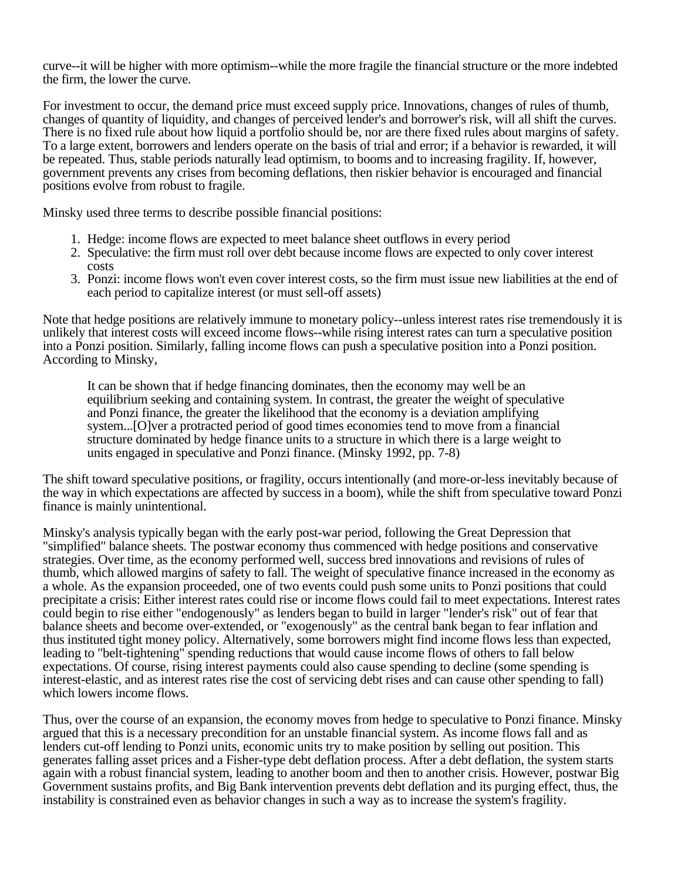curve--it will be higher with more optimism--while the more fragile the financial structure or the more indebted the firm, the lower the curve.

For investment to occur, the demand price must exceed supply price. Innovations, changes of rules of thumb, changes of quantity of liquidity, and changes of perceived lender's and borrower's risk, will all shift the curves. There is no fixed rule about how liquid a portfolio should be, nor are there fixed rules about margins of safety. To a large extent, borrowers and lenders operate on the basis of trial and error; if a behavior is rewarded, it will be repeated. Thus, stable periods naturally lead optimism, to booms and to increasing fragility. If, however, government prevents any crises from becoming deflations, then riskier behavior is encouraged and financial positions evolve from robust to fragile.

Minsky used three terms to describe possible financial positions:

1. Hedge: income flows are expected to meet balance sheet outflows in every period
2. Speculative: the firm must roll over debt because income flows are expected to only cover interest costs
3. Ponzi: income flows won't even cover interest costs, so the firm must issue new liabilities at the end of each period to capitalize interest (or must sell-off assets)

Note that hedge positions are relatively immune to monetary policy--unless interest rates rise tremendously it is unlikely that interest costs will exceed income flows--while rising interest rates can turn a speculative position into a Ponzi position. Similarly, falling income flows can push a speculative position into a Ponzi position. According to Minsky,

> It can be shown that if hedge financing dominates, then the economy may well be an equilibrium seeking and containing system. In contrast, the greater the weight of speculative and Ponzi finance, the greater the likelihood that the economy is a deviation amplifying system...[O]ver a protracted period of good times economies tend to move from a financial structure dominated by hedge finance units to a structure in which there is a large weight to units engaged in speculative and Ponzi finance. (Minsky 1992, pp. 7-8)

The shift toward speculative positions, or fragility, occurs intentionally (and more-or-less inevitably because of the way in which expectations are affected by success in a boom), while the shift from speculative toward Ponzi finance is mainly unintentional.

Minsky's analysis typically began with the early post-war period, following the Great Depression that "simplified" balance sheets. The postwar economy thus commenced with hedge positions and conservative strategies. Over time, as the economy performed well, success bred innovations and revisions of rules of thumb, which allowed margins of safety to fall. The weight of speculative finance increased in the economy as a whole. As the expansion proceeded, one of two events could push some units to Ponzi positions that could precipitate a crisis: Either interest rates could rise or income flows could fail to meet expectations. Interest rates could begin to rise either "endogenously" as lenders began to build in larger "lender's risk" out of fear that balance sheets and become over-extended, or "exogenously" as the central bank began to fear inflation and thus instituted tight money policy. Alternatively, some borrowers might find income flows less than expected, leading to "belt-tightening" spending reductions that would cause income flows of others to fall below expectations. Of course, rising interest payments could also cause spending to decline (some spending is interest-elastic, and as interest rates rise the cost of servicing debt rises and can cause other spending to fall) which lowers income flows.

Thus, over the course of an expansion, the economy moves from hedge to speculative to Ponzi finance. Minsky argued that this is a necessary precondition for an unstable financial system. As income flows fall and as lenders cut-off lending to Ponzi units, economic units try to make position by selling out position. This generates falling asset prices and a Fisher-type debt deflation process. After a debt deflation, the system starts again with a robust financial system, leading to another boom and then to another crisis. However, postwar Big Government sustains profits, and Big Bank intervention prevents debt deflation and its purging effect, thus, the instability is constrained even as behavior changes in such a way as to increase the system's fragility.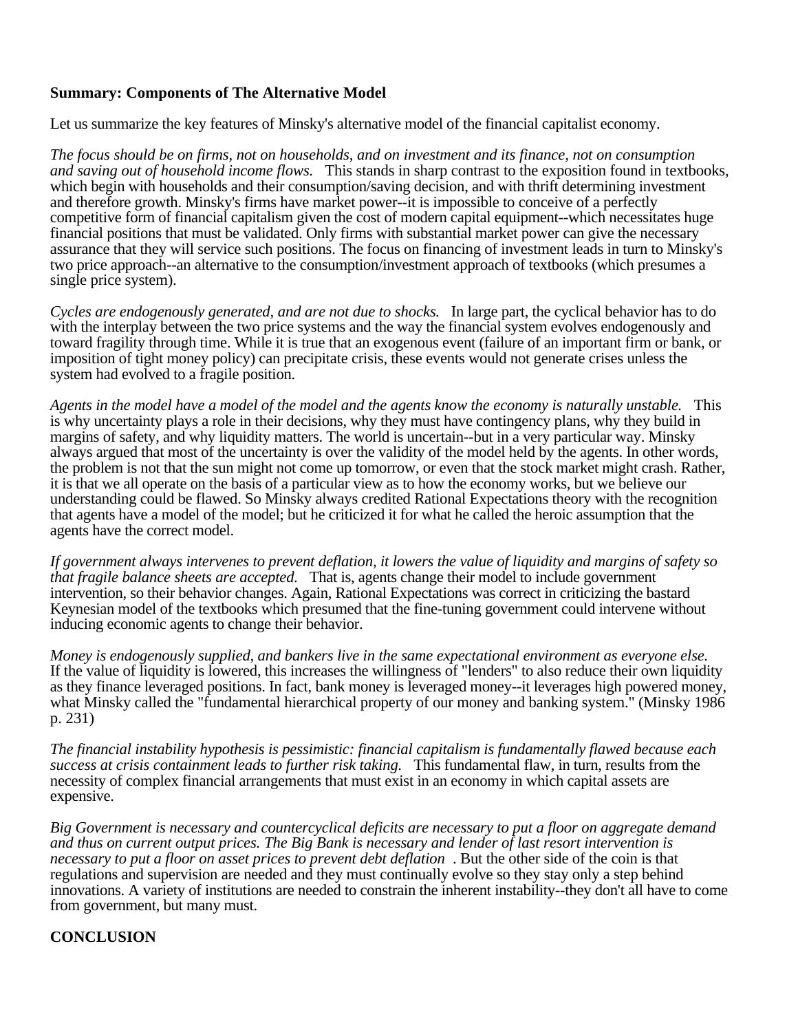**Summary: Components of The Alternative Model**

Let us summarize the key features of Minsky's alternative model of the financial capitalist economy.

*The focus should be on firms, not on households, and on investment and its finance, not on consumption and saving out of household income flows.* This stands in sharp contrast to the exposition found in textbooks, which begin with households and their consumption/saving decision, and with thrift determining investment and therefore growth. Minsky's firms have market power--it is impossible to conceive of a perfectly competitive form of financial capitalism given the cost of modern capital equipment--which necessitates huge financial positions that must be validated. Only firms with substantial market power can give the necessary assurance that they will service such positions. The focus on financing of investment leads in turn to Minsky's two price approach--an alternative to the consumption/investment approach of textbooks (which presumes a single price system).

*Cycles are endogenously generated, and are not due to shocks.* In large part, the cyclical behavior has to do with the interplay between the two price systems and the way the financial system evolves endogenously and toward fragility through time. While it is true that an exogenous event (failure of an important firm or bank, or imposition of tight money policy) can precipitate crisis, these events would not generate crises unless the system had evolved to a fragile position.

*Agents in the model have a model of the model and the agents know the economy is naturally unstable.* This is why uncertainty plays a role in their decisions, why they must have contingency plans, why they build in margins of safety, and why liquidity matters. The world is uncertain--but in a very particular way. Minsky always argued that most of the uncertainty is over the validity of the model held by the agents. In other words, the problem is not that the sun might not come up tomorrow, or even that the stock market might crash. Rather, it is that we all operate on the basis of a particular view as to how the economy works, but we believe our understanding could be flawed. So Minsky always credited Rational Expectations theory with the recognition that agents have a model of the model; but he criticized it for what he called the heroic assumption that the agents have the correct model.

*If government always intervenes to prevent deflation, it lowers the value of liquidity and margins of safety so that fragile balance sheets are accepted.* That is, agents change their model to include government intervention, so their behavior changes. Again, Rational Expectations was correct in criticizing the bastard Keynesian model of the textbooks which presumed that the fine-tuning government could intervene without inducing economic agents to change their behavior.

*Money is endogenously supplied, and bankers live in the same expectational environment as everyone else.* If the value of liquidity is lowered, this increases the willingness of "lenders" to also reduce their own liquidity as they finance leveraged positions. In fact, bank money is leveraged money--it leverages high powered money, what Minsky called the "fundamental hierarchical property of our money and banking system." (Minsky 1986 p. 231)

*The financial instability hypothesis is pessimistic: financial capitalism is fundamentally flawed because each success at crisis containment leads to further risk taking.* This fundamental flaw, in turn, results from the necessity of complex financial arrangements that must exist in an economy in which capital assets are expensive.

*Big Government is necessary and countercyclical deficits are necessary to put a floor on aggregate demand and thus on current output prices. The Big Bank is necessary and lender of last resort intervention is necessary to put a floor on asset prices to prevent debt deflation*. But the other side of the coin is that regulations and supervision are needed and they must continually evolve so they stay only a step behind innovations. A variety of institutions are needed to constrain the inherent instability--they don't all have to come from government, but many must.

**CONCLUSION**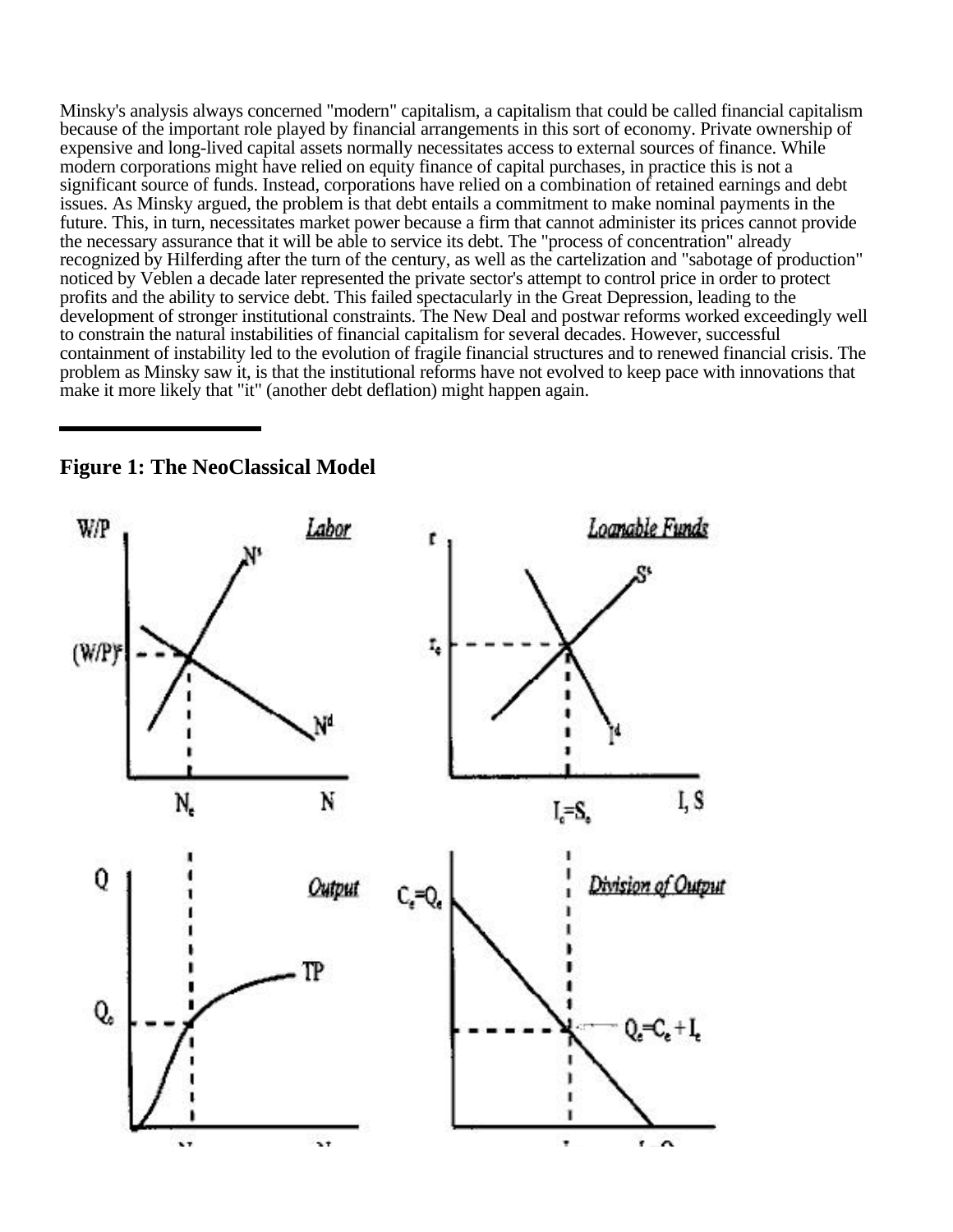Minsky's analysis always concerned "modern" capitalism, a capitalism that could be called financial capitalism because of the important role played by financial arrangements in this sort of economy. Private ownership of expensive and long-lived capital assets normally necessitates access to external sources of finance. While modern corporations might have relied on equity finance of capital purchases, in practice this is not a significant source of funds. Instead, corporations have relied on a combination of retained earnings and debt issues. As Minsky argued, the problem is that debt entails a commitment to make nominal payments in the future. This, in turn, necessitates market power because a firm that cannot administer its prices cannot provide the necessary assurance that it will be able to service its debt. The "process of concentration" already recognized by Hilferding after the turn of the century, as well as the cartelization and "sabotage of production" noticed by Veblen a decade later represented the private sector's attempt to control price in order to protect profits and the ability to service debt. This failed spectacularly in the Great Depression, leading to the development of stronger institutional constraints. The New Deal and postwar reforms worked exceedingly well to constrain the natural instabilities of financial capitalism for several decades. However, successful containment of instability led to the evolution of fragile financial structures and to renewed financial crisis. The problem as Minsky saw it, is that the institutional reforms have not evolved to keep pace with innovations that make it more likely that "it" (another debt deflation) might happen again.

---

**Figure 1: The NeoClassical Model**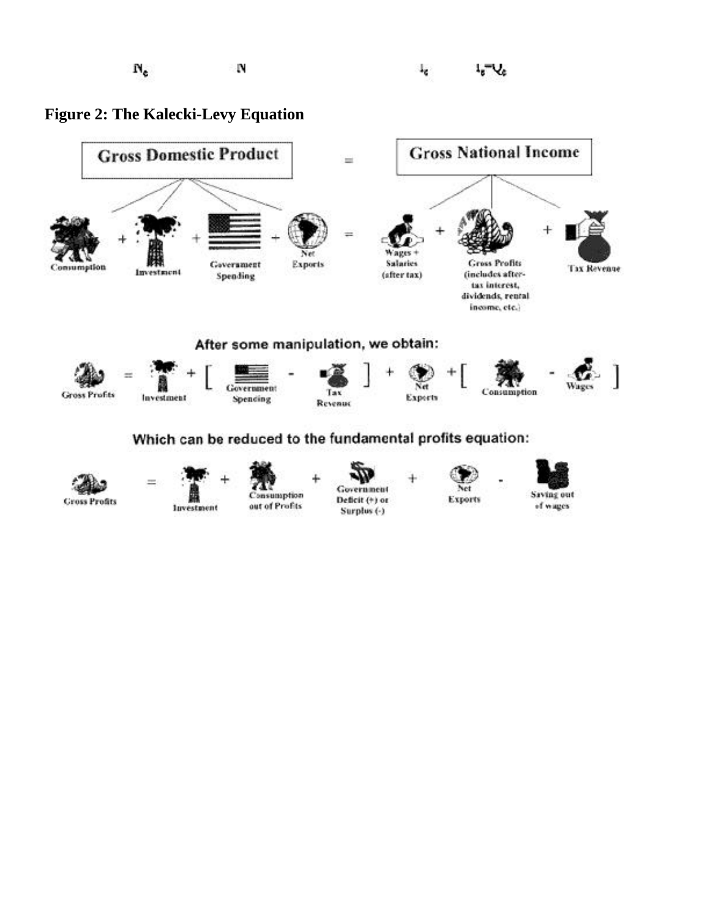$N_c$ $\quad$ $N$ $\quad$ $I_c$ $\quad$ $I_s = Q_c$

**Figure 2: The Kalecki-Levy Equation**

Gross Domestic Product = Gross National Income

Consumption + Investment + Government Spending + Net Exports = Wages + Salaries (after tax) + Gross Profits (includes after-tax interest, dividends, rental income, etc.) + Tax Revenue

After some manipulation, we obtain:

Gross Profits = Investment + [ Government Spending - Tax Revenue ] + Net Exports + [ Consumption - Wages ]

Which can be reduced to the fundamental profits equation:

Gross Profits = Investment + Consumption out of Profits + Government Deficit (+) or Surplus (-) + Net Exports - Saving out of wages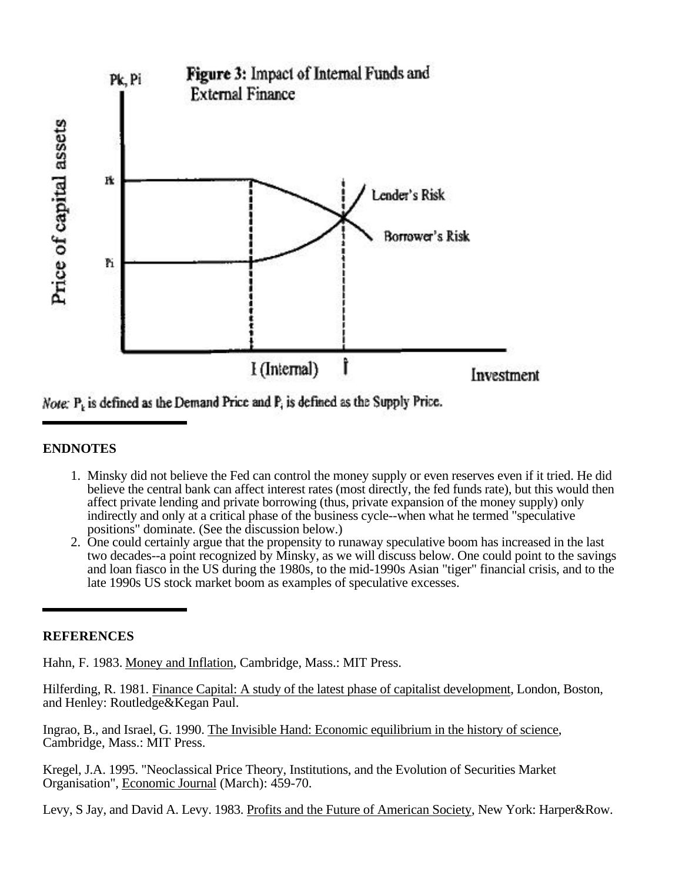**Figure 3:** Impact of Internal Funds and External Finance

*Note:* $P_k$ is defined as the Demand Price and $P_i$ is defined as the Supply Price.

## ENDNOTES

1. Minsky did not believe the Fed can control the money supply or even reserves even if it tried. He did believe the central bank can affect interest rates (most directly, the fed funds rate), but this would then affect private lending and private borrowing (thus, private expansion of the money supply) only indirectly and only at a critical phase of the business cycle--when what he termed "speculative positions" dominate. (See the discussion below.)
2. One could certainly argue that the propensity to runaway speculative boom has increased in the last two decades--a point recognized by Minsky, as we will discuss below. One could point to the savings and loan fiasco in the US during the 1980s, to the mid-1990s Asian "tiger" financial crisis, and to the late 1990s US stock market boom as examples of speculative excesses.

## REFERENCES

Hahn, F. 1983. Money and Inflation, Cambridge, Mass.: MIT Press.

Hilferding, R. 1981. Finance Capital: A study of the latest phase of capitalist development, London, Boston, and Henley: Routledge&Kegan Paul.

Ingrao, B., and Israel, G. 1990. The Invisible Hand: Economic equilibrium in the history of science, Cambridge, Mass.: MIT Press.

Kregel, J.A. 1995. "Neoclassical Price Theory, Institutions, and the Evolution of Securities Market Organisation", Economic Journal (March): 459-70.

Levy, S Jay, and David A. Levy. 1983. Profits and the Future of American Society, New York: Harper&Row.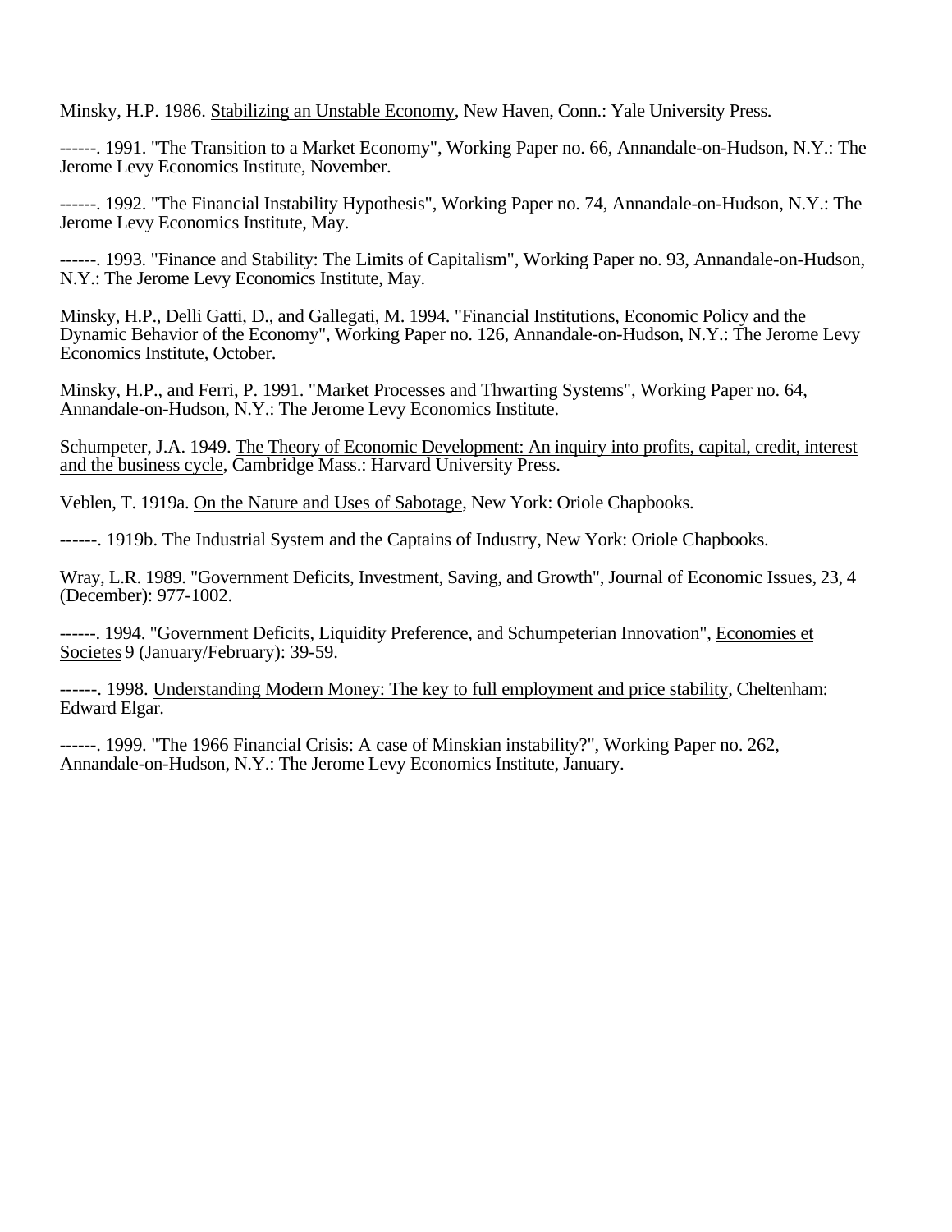Minsky, H.P. 1986. Stabilizing an Unstable Economy, New Haven, Conn.: Yale University Press.

------. 1991. "The Transition to a Market Economy", Working Paper no. 66, Annandale-on-Hudson, N.Y.: The Jerome Levy Economics Institute, November.

------. 1992. "The Financial Instability Hypothesis", Working Paper no. 74, Annandale-on-Hudson, N.Y.: The Jerome Levy Economics Institute, May.

------. 1993. "Finance and Stability: The Limits of Capitalism", Working Paper no. 93, Annandale-on-Hudson, N.Y.: The Jerome Levy Economics Institute, May.

Minsky, H.P., Delli Gatti, D., and Gallegati, M. 1994. "Financial Institutions, Economic Policy and the Dynamic Behavior of the Economy", Working Paper no. 126, Annandale-on-Hudson, N.Y.: The Jerome Levy Economics Institute, October.

Minsky, H.P., and Ferri, P. 1991. "Market Processes and Thwarting Systems", Working Paper no. 64, Annandale-on-Hudson, N.Y.: The Jerome Levy Economics Institute.

Schumpeter, J.A. 1949. The Theory of Economic Development: An inquiry into profits, capital, credit, interest and the business cycle, Cambridge Mass.: Harvard University Press.

Veblen, T. 1919a. On the Nature and Uses of Sabotage, New York: Oriole Chapbooks.

------. 1919b. The Industrial System and the Captains of Industry, New York: Oriole Chapbooks.

Wray, L.R. 1989. "Government Deficits, Investment, Saving, and Growth", Journal of Economic Issues, 23, 4 (December): 977-1002.

------. 1994. "Government Deficits, Liquidity Preference, and Schumpeterian Innovation", Economies et Societes 9 (January/February): 39-59.

------. 1998. Understanding Modern Money: The key to full employment and price stability, Cheltenham: Edward Elgar.

------. 1999. "The 1966 Financial Crisis: A case of Minskian instability?", Working Paper no. 262, Annandale-on-Hudson, N.Y.: The Jerome Levy Economics Institute, January.